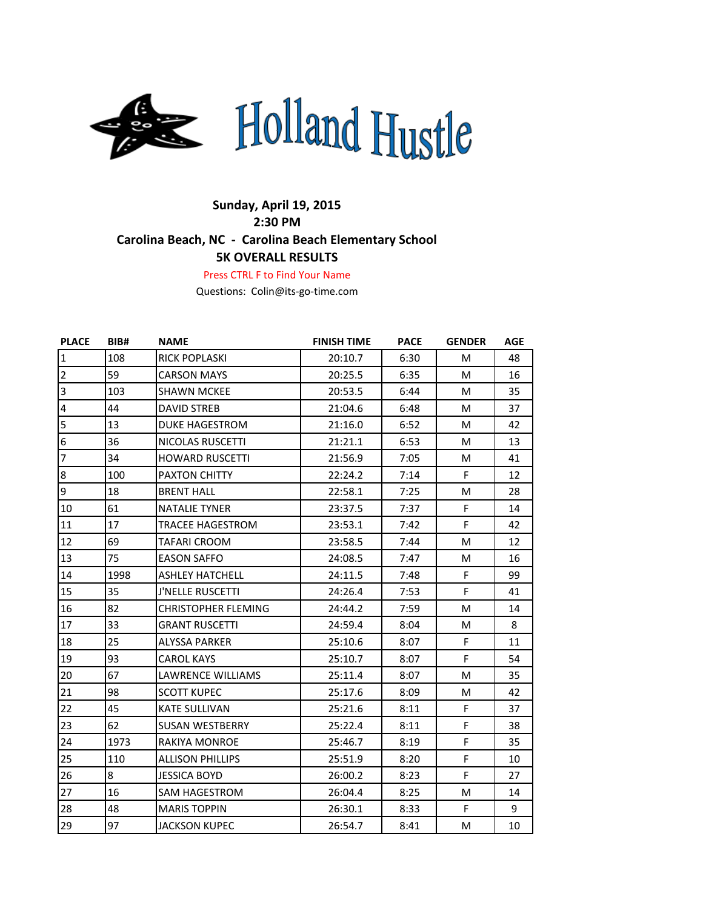# Holland Hustle

**Sunday, April 19, 2015**
**2:30 PM**
**Carolina Beach, NC - Carolina Beach Elementary School**
**5K OVERALL RESULTS**

Press CTRL F to Find Your Name

Questions: Colin@its-go-time.com

| PLACE | BIB# | NAME | FINISH TIME | PACE | GENDER | AGE |
|---|---|---|---|---|---|---|
| 1 | 108 | RICK POPLASKI | 20:10.7 | 6:30 | M | 48 |
| 2 | 59 | CARSON MAYS | 20:25.5 | 6:35 | M | 16 |
| 3 | 103 | SHAWN MCKEE | 20:53.5 | 6:44 | M | 35 |
| 4 | 44 | DAVID STREB | 21:04.6 | 6:48 | M | 37 |
| 5 | 13 | DUKE HAGESTROM | 21:16.0 | 6:52 | M | 42 |
| 6 | 36 | NICOLAS RUSCETTI | 21:21.1 | 6:53 | M | 13 |
| 7 | 34 | HOWARD RUSCETTI | 21:56.9 | 7:05 | M | 41 |
| 8 | 100 | PAXTON CHITTY | 22:24.2 | 7:14 | F | 12 |
| 9 | 18 | BRENT HALL | 22:58.1 | 7:25 | M | 28 |
| 10 | 61 | NATALIE TYNER | 23:37.5 | 7:37 | F | 14 |
| 11 | 17 | TRACEE HAGESTROM | 23:53.1 | 7:42 | F | 42 |
| 12 | 69 | TAFARI CROOM | 23:58.5 | 7:44 | M | 12 |
| 13 | 75 | EASON SAFFO | 24:08.5 | 7:47 | M | 16 |
| 14 | 1998 | ASHLEY HATCHELL | 24:11.5 | 7:48 | F | 99 |
| 15 | 35 | J'NELLE RUSCETTI | 24:26.4 | 7:53 | F | 41 |
| 16 | 82 | CHRISTOPHER FLEMING | 24:44.2 | 7:59 | M | 14 |
| 17 | 33 | GRANT RUSCETTI | 24:59.4 | 8:04 | M | 8 |
| 18 | 25 | ALYSSA PARKER | 25:10.6 | 8:07 | F | 11 |
| 19 | 93 | CAROL KAYS | 25:10.7 | 8:07 | F | 54 |
| 20 | 67 | LAWRENCE WILLIAMS | 25:11.4 | 8:07 | M | 35 |
| 21 | 98 | SCOTT KUPEC | 25:17.6 | 8:09 | M | 42 |
| 22 | 45 | KATE SULLIVAN | 25:21.6 | 8:11 | F | 37 |
| 23 | 62 | SUSAN WESTBERRY | 25:22.4 | 8:11 | F | 38 |
| 24 | 1973 | RAKIYA MONROE | 25:46.7 | 8:19 | F | 35 |
| 25 | 110 | ALLISON PHILLIPS | 25:51.9 | 8:20 | F | 10 |
| 26 | 8 | JESSICA BOYD | 26:00.2 | 8:23 | F | 27 |
| 27 | 16 | SAM HAGESTROM | 26:04.4 | 8:25 | M | 14 |
| 28 | 48 | MARIS TOPPIN | 26:30.1 | 8:33 | F | 9 |
| 29 | 97 | JACKSON KUPEC | 26:54.7 | 8:41 | M | 10 |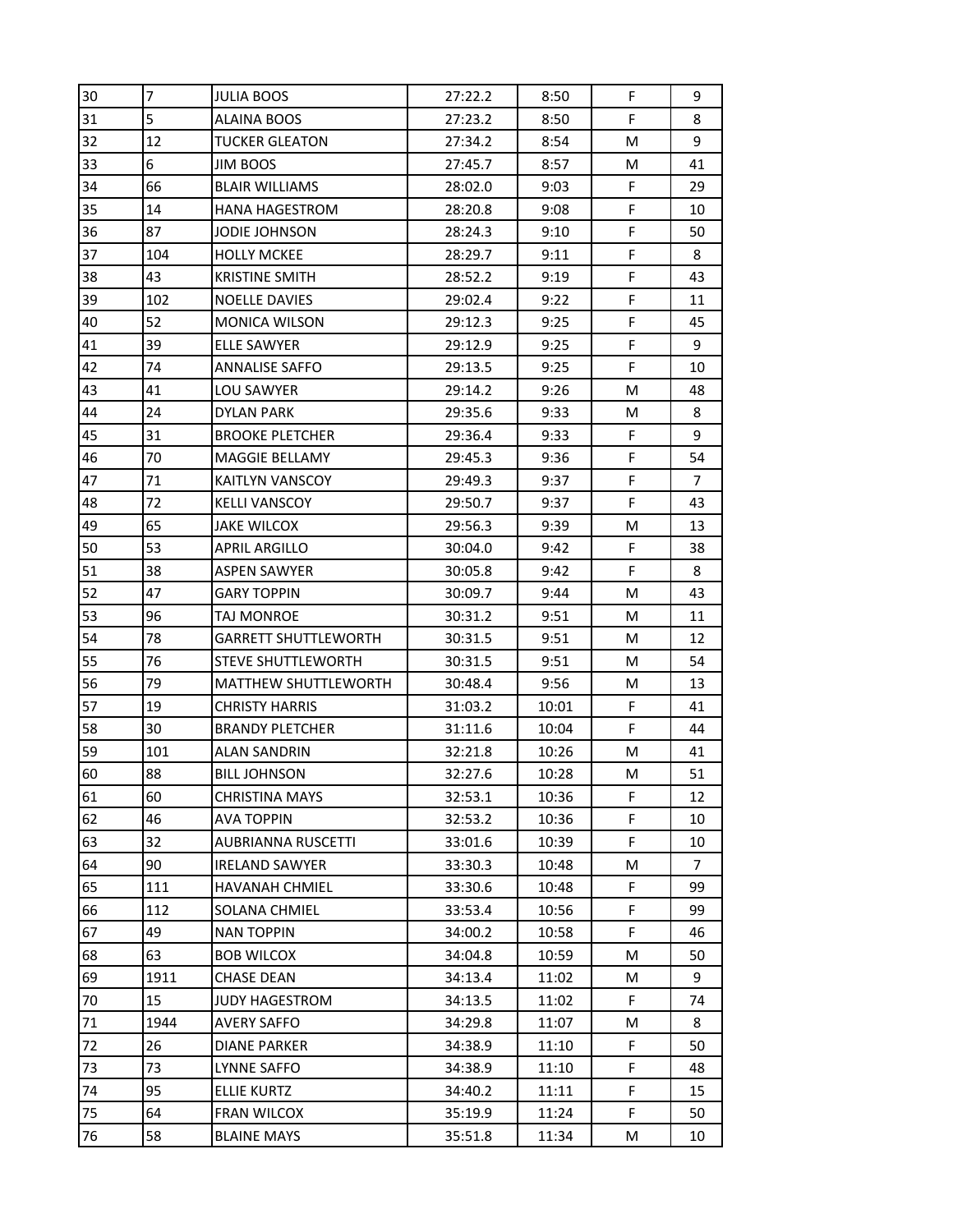| | | | | | | |
|---|---|---|---|---|---|---|
| 30 | 7 | JULIA BOOS | 27:22.2 | 8:50 | F | 9 |
| 31 | 5 | ALAINA BOOS | 27:23.2 | 8:50 | F | 8 |
| 32 | 12 | TUCKER GLEATON | 27:34.2 | 8:54 | M | 9 |
| 33 | 6 | JIM BOOS | 27:45.7 | 8:57 | M | 41 |
| 34 | 66 | BLAIR WILLIAMS | 28:02.0 | 9:03 | F | 29 |
| 35 | 14 | HANA HAGESTROM | 28:20.8 | 9:08 | F | 10 |
| 36 | 87 | JODIE JOHNSON | 28:24.3 | 9:10 | F | 50 |
| 37 | 104 | HOLLY MCKEE | 28:29.7 | 9:11 | F | 8 |
| 38 | 43 | KRISTINE SMITH | 28:52.2 | 9:19 | F | 43 |
| 39 | 102 | NOELLE DAVIES | 29:02.4 | 9:22 | F | 11 |
| 40 | 52 | MONICA WILSON | 29:12.3 | 9:25 | F | 45 |
| 41 | 39 | ELLE SAWYER | 29:12.9 | 9:25 | F | 9 |
| 42 | 74 | ANNALISE SAFFO | 29:13.5 | 9:25 | F | 10 |
| 43 | 41 | LOU SAWYER | 29:14.2 | 9:26 | M | 48 |
| 44 | 24 | DYLAN PARK | 29:35.6 | 9:33 | M | 8 |
| 45 | 31 | BROOKE PLETCHER | 29:36.4 | 9:33 | F | 9 |
| 46 | 70 | MAGGIE BELLAMY | 29:45.3 | 9:36 | F | 54 |
| 47 | 71 | KAITLYN VANSCOY | 29:49.3 | 9:37 | F | 7 |
| 48 | 72 | KELLI VANSCOY | 29:50.7 | 9:37 | F | 43 |
| 49 | 65 | JAKE WILCOX | 29:56.3 | 9:39 | M | 13 |
| 50 | 53 | APRIL ARGILLO | 30:04.0 | 9:42 | F | 38 |
| 51 | 38 | ASPEN SAWYER | 30:05.8 | 9:42 | F | 8 |
| 52 | 47 | GARY TOPPIN | 30:09.7 | 9:44 | M | 43 |
| 53 | 96 | TAJ MONROE | 30:31.2 | 9:51 | M | 11 |
| 54 | 78 | GARRETT SHUTTLEWORTH | 30:31.5 | 9:51 | M | 12 |
| 55 | 76 | STEVE SHUTTLEWORTH | 30:31.5 | 9:51 | M | 54 |
| 56 | 79 | MATTHEW SHUTTLEWORTH | 30:48.4 | 9:56 | M | 13 |
| 57 | 19 | CHRISTY HARRIS | 31:03.2 | 10:01 | F | 41 |
| 58 | 30 | BRANDY PLETCHER | 31:11.6 | 10:04 | F | 44 |
| 59 | 101 | ALAN SANDRIN | 32:21.8 | 10:26 | M | 41 |
| 60 | 88 | BILL JOHNSON | 32:27.6 | 10:28 | M | 51 |
| 61 | 60 | CHRISTINA MAYS | 32:53.1 | 10:36 | F | 12 |
| 62 | 46 | AVA TOPPIN | 32:53.2 | 10:36 | F | 10 |
| 63 | 32 | AUBRIANNA RUSCETTI | 33:01.6 | 10:39 | F | 10 |
| 64 | 90 | IRELAND SAWYER | 33:30.3 | 10:48 | M | 7 |
| 65 | 111 | HAVANAH CHMIEL | 33:30.6 | 10:48 | F | 99 |
| 66 | 112 | SOLANA CHMIEL | 33:53.4 | 10:56 | F | 99 |
| 67 | 49 | NAN TOPPIN | 34:00.2 | 10:58 | F | 46 |
| 68 | 63 | BOB WILCOX | 34:04.8 | 10:59 | M | 50 |
| 69 | 1911 | CHASE DEAN | 34:13.4 | 11:02 | M | 9 |
| 70 | 15 | JUDY HAGESTROM | 34:13.5 | 11:02 | F | 74 |
| 71 | 1944 | AVERY SAFFO | 34:29.8 | 11:07 | M | 8 |
| 72 | 26 | DIANE PARKER | 34:38.9 | 11:10 | F | 50 |
| 73 | 73 | LYNNE SAFFO | 34:38.9 | 11:10 | F | 48 |
| 74 | 95 | ELLIE KURTZ | 34:40.2 | 11:11 | F | 15 |
| 75 | 64 | FRAN WILCOX | 35:19.9 | 11:24 | F | 50 |
| 76 | 58 | BLAINE MAYS | 35:51.8 | 11:34 | M | 10 |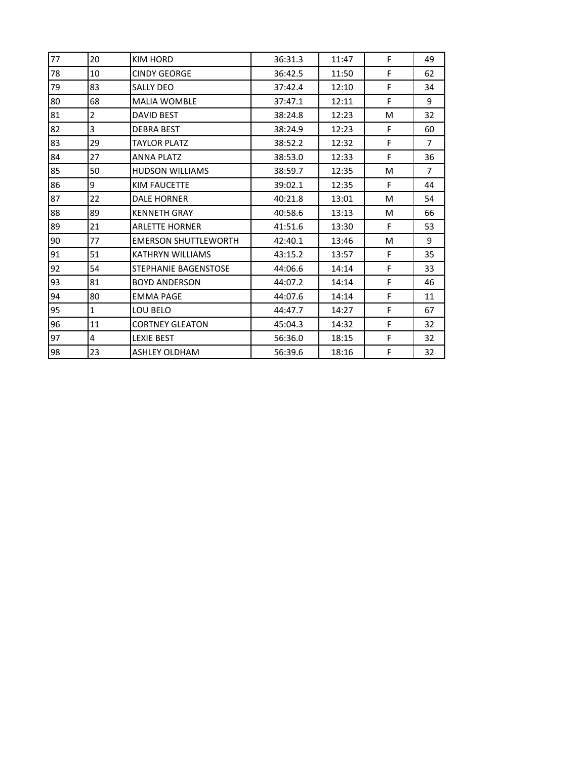| | | | | | | |
|---|---|---|---|---|---|---|
| 77 | 20 | KIM HORD | 36:31.3 | 11:47 | F | 49 |
| 78 | 10 | CINDY GEORGE | 36:42.5 | 11:50 | F | 62 |
| 79 | 83 | SALLY DEO | 37:42.4 | 12:10 | F | 34 |
| 80 | 68 | MALIA WOMBLE | 37:47.1 | 12:11 | F | 9 |
| 81 | 2 | DAVID BEST | 38:24.8 | 12:23 | M | 32 |
| 82 | 3 | DEBRA BEST | 38:24.9 | 12:23 | F | 60 |
| 83 | 29 | TAYLOR PLATZ | 38:52.2 | 12:32 | F | 7 |
| 84 | 27 | ANNA PLATZ | 38:53.0 | 12:33 | F | 36 |
| 85 | 50 | HUDSON WILLIAMS | 38:59.7 | 12:35 | M | 7 |
| 86 | 9 | KIM FAUCETTE | 39:02.1 | 12:35 | F | 44 |
| 87 | 22 | DALE HORNER | 40:21.8 | 13:01 | M | 54 |
| 88 | 89 | KENNETH GRAY | 40:58.6 | 13:13 | M | 66 |
| 89 | 21 | ARLETTE HORNER | 41:51.6 | 13:30 | F | 53 |
| 90 | 77 | EMERSON SHUTTLEWORTH | 42:40.1 | 13:46 | M | 9 |
| 91 | 51 | KATHRYN WILLIAMS | 43:15.2 | 13:57 | F | 35 |
| 92 | 54 | STEPHANIE BAGENSTOSE | 44:06.6 | 14:14 | F | 33 |
| 93 | 81 | BOYD ANDERSON | 44:07.2 | 14:14 | F | 46 |
| 94 | 80 | EMMA PAGE | 44:07.6 | 14:14 | F | 11 |
| 95 | 1 | LOU BELO | 44:47.7 | 14:27 | F | 67 |
| 96 | 11 | CORTNEY GLEATON | 45:04.3 | 14:32 | F | 32 |
| 97 | 4 | LEXIE BEST | 56:36.0 | 18:15 | F | 32 |
| 98 | 23 | ASHLEY OLDHAM | 56:39.6 | 18:16 | F | 32 |